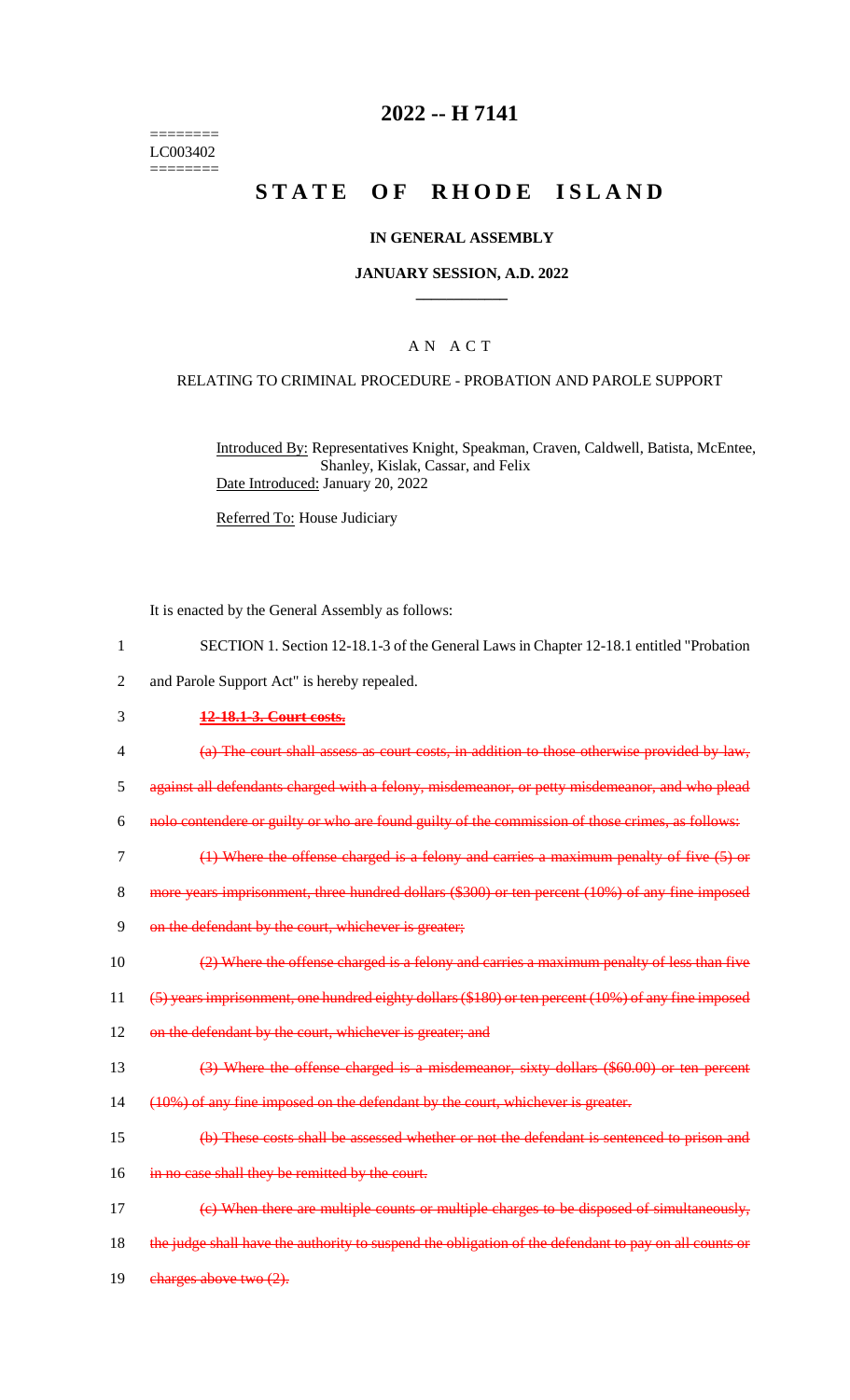# 2022 -- H 7141

========
LC003402
========

# STATE OF RHODE ISLAND

### IN GENERAL ASSEMBLY

### JANUARY SESSION, A.D. 2022

____________

### A N A C T

### RELATING TO CRIMINAL PROCEDURE - PROBATION AND PAROLE SUPPORT

Introduced By: Representatives Knight, Speakman, Craven, Caldwell, Batista, McEntee, Shanley, Kislak, Cassar, and Felix

Date Introduced: January 20, 2022

Referred To: House Judiciary

It is enacted by the General Assembly as follows:

1 SECTION 1. Section 12-18.1-3 of the General Laws in Chapter 12-18.1 entitled "Probation
2 and Parole Support Act" is hereby repealed.

3 ~~**12-18.1-3. Court costs.**~~

4 ~~(a) The court shall assess as court costs, in addition to those otherwise provided by law,~~
5 ~~against all defendants charged with a felony, misdemeanor, or petty misdemeanor, and who plead~~
6 ~~nolo contendere or guilty or who are found guilty of the commission of those crimes, as follows:~~

7 ~~(1) Where the offense charged is a felony and carries a maximum penalty of five (5) or~~
8 ~~more years imprisonment, three hundred dollars ($300) or ten percent (10%) of any fine imposed~~
9 ~~on the defendant by the court, whichever is greater;~~

10 ~~(2) Where the offense charged is a felony and carries a maximum penalty of less than five~~
11 ~~(5) years imprisonment, one hundred eighty dollars ($180) or ten percent (10%) of any fine imposed~~
12 ~~on the defendant by the court, whichever is greater; and~~

13 ~~(3) Where the offense charged is a misdemeanor, sixty dollars ($60.00) or ten percent~~
14 ~~(10%) of any fine imposed on the defendant by the court, whichever is greater.~~

15 ~~(b) These costs shall be assessed whether or not the defendant is sentenced to prison and~~
16 ~~in no case shall they be remitted by the court.~~

17 ~~(c) When there are multiple counts or multiple charges to be disposed of simultaneously,~~
18 ~~the judge shall have the authority to suspend the obligation of the defendant to pay on all counts or~~
19 ~~charges above two (2).~~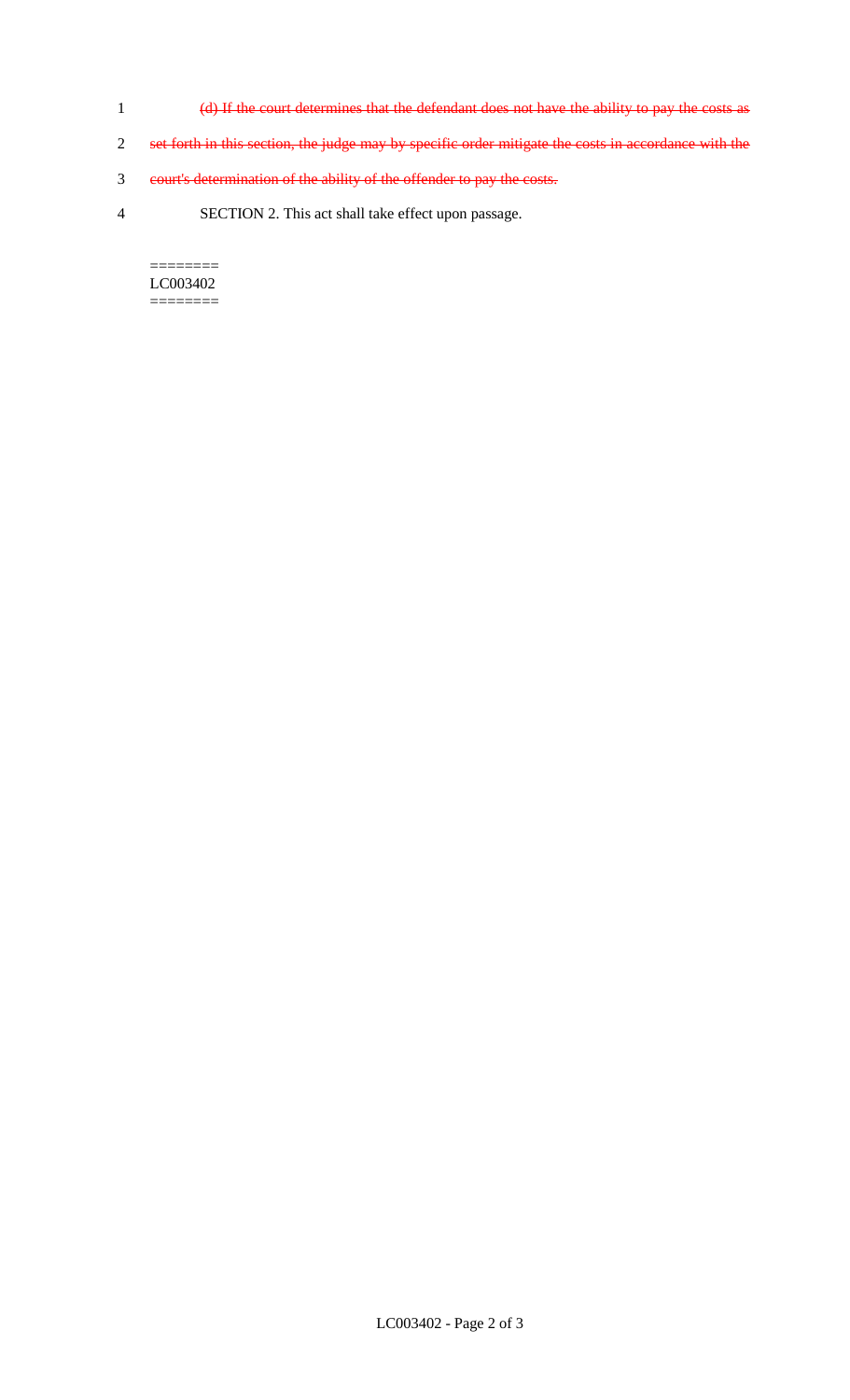~~(d) If the court determines that the defendant does not have the ability to pay the costs as set forth in this section, the judge may by specific order mitigate the costs in accordance with the court's determination of the ability of the offender to pay the costs.~~

SECTION 2. This act shall take effect upon passage.

========
LC003402
========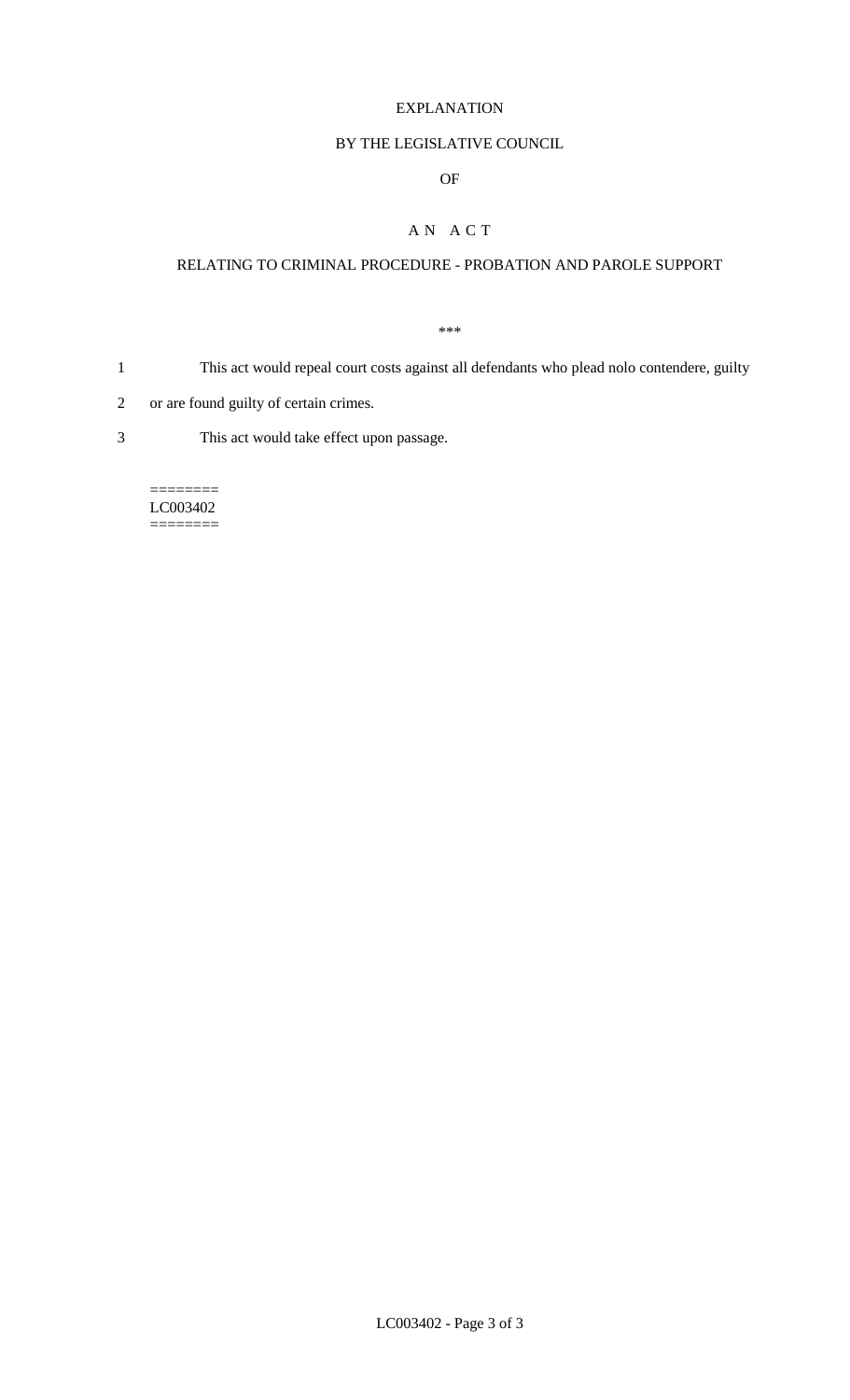EXPLANATION

BY THE LEGISLATIVE COUNCIL

OF

A N A C T

RELATING TO CRIMINAL PROCEDURE - PROBATION AND PAROLE SUPPORT

***

1 This act would repeal court costs against all defendants who plead nolo contendere, guilty

2 or are found guilty of certain crimes.

3 This act would take effect upon passage.

========
LC003402
========